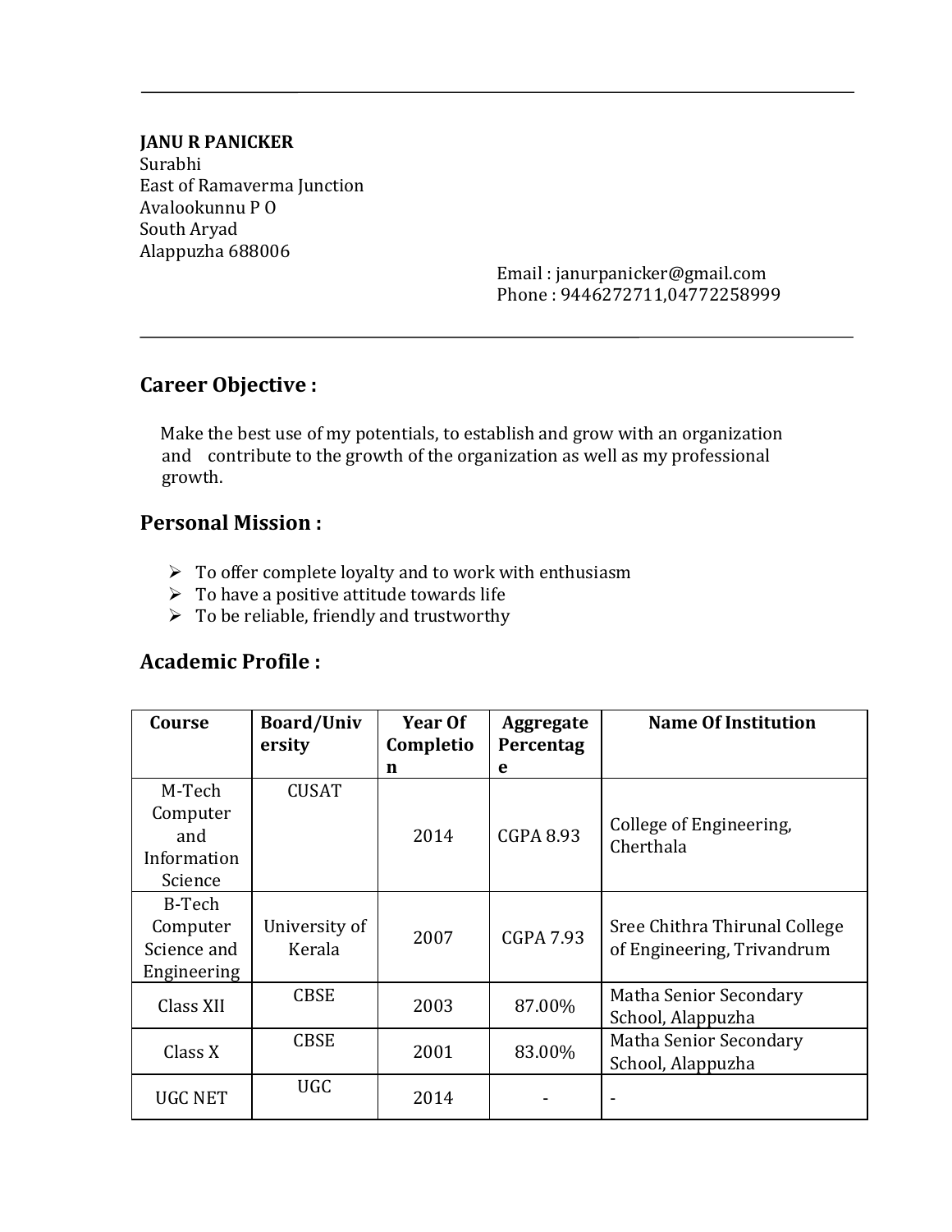**JANU R PANICKER**
Surabhi
East of Ramaverma Junction
Avalookunnu P O
South Aryad
Alappuzha 688006

Email : janurpanicker@gmail.com
Phone : 9446272711,04772258999

---

## Career Objective :

Make the best use of my potentials, to establish and grow with an organization and contribute to the growth of the organization as well as my professional growth.

## Personal Mission :

- To offer complete loyalty and to work with enthusiasm
- To have a positive attitude towards life
- To be reliable, friendly and trustworthy

## Academic Profile :

| Course | Board/University | Year Of Completion | Aggregate Percentage | Name Of Institution |
|---|---|---|---|---|
| M-Tech Computer and Information Science | CUSAT | 2014 | CGPA 8.93 | College of Engineering, Cherthala |
| B-Tech Computer Science and Engineering | University of Kerala | 2007 | CGPA 7.93 | Sree Chithra Thirunal College of Engineering, Trivandrum |
| Class XII | CBSE | 2003 | 87.00% | Matha Senior Secondary School, Alappuzha |
| Class X | CBSE | 2001 | 83.00% | Matha Senior Secondary School, Alappuzha |
| UGC NET | UGC | 2014 | - | - |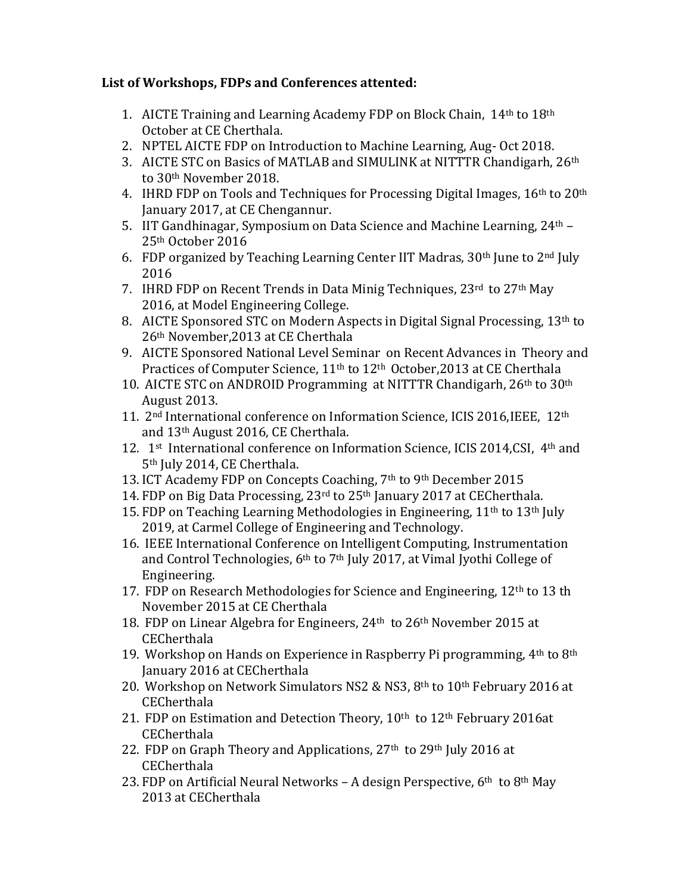**List of Workshops, FDPs and Conferences attented:**

1. AICTE Training and Learning Academy FDP on Block Chain, 14th to 18th October at CE Cherthala.
2. NPTEL AICTE FDP on Introduction to Machine Learning, Aug- Oct 2018.
3. AICTE STC on Basics of MATLAB and SIMULINK at NITTTR Chandigarh, 26th to 30th November 2018.
4. IHRD FDP on Tools and Techniques for Processing Digital Images, 16th to 20th January 2017, at CE Chengannur.
5. IIT Gandhinagar, Symposium on Data Science and Machine Learning, 24th – 25th October 2016
6. FDP organized by Teaching Learning Center IIT Madras, 30th June to 2nd July 2016
7. IHRD FDP on Recent Trends in Data Minig Techniques, 23rd to 27th May 2016, at Model Engineering College.
8. AICTE Sponsored STC on Modern Aspects in Digital Signal Processing, 13th to 26th November,2013 at CE Cherthala
9. AICTE Sponsored National Level Seminar on Recent Advances in Theory and Practices of Computer Science, 11th to 12th October,2013 at CE Cherthala
10. AICTE STC on ANDROID Programming at NITTTR Chandigarh, 26th to 30th August 2013.
11. 2nd International conference on Information Science, ICIS 2016,IEEE, 12th and 13th August 2016, CE Cherthala.
12. 1st International conference on Information Science, ICIS 2014,CSI, 4th and 5th July 2014, CE Cherthala.
13. ICT Academy FDP on Concepts Coaching, 7th to 9th December 2015
14. FDP on Big Data Processing, 23rd to 25th January 2017 at CECherthala.
15. FDP on Teaching Learning Methodologies in Engineering, 11th to 13th July 2019, at Carmel College of Engineering and Technology.
16. IEEE International Conference on Intelligent Computing, Instrumentation and Control Technologies, 6th to 7th July 2017, at Vimal Jyothi College of Engineering.
17. FDP on Research Methodologies for Science and Engineering, 12th to 13 th November 2015 at CE Cherthala
18. FDP on Linear Algebra for Engineers, 24th to 26th November 2015 at CECherthala
19. Workshop on Hands on Experience in Raspberry Pi programming, 4th to 8th January 2016 at CECherthala
20. Workshop on Network Simulators NS2 & NS3, 8th to 10th February 2016 at CECherthala
21. FDP on Estimation and Detection Theory, 10th to 12th February 2016at CECherthala
22. FDP on Graph Theory and Applications, 27th to 29th July 2016 at CECherthala
23. FDP on Artificial Neural Networks – A design Perspective, 6th to 8th May 2013 at CECherthala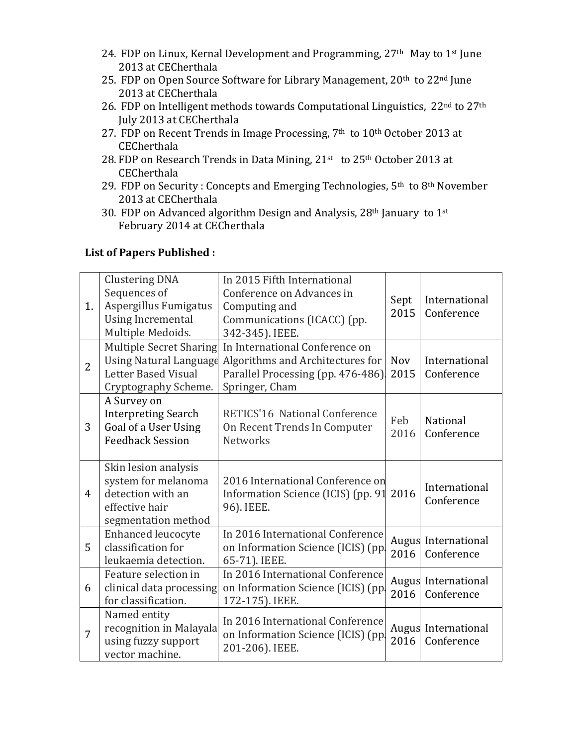24. FDP on Linux, Kernal Development and Programming, 27th May to 1st June 2013 at CECherthala
25. FDP on Open Source Software for Library Management, 20th to 22nd June 2013 at CECherthala
26. FDP on Intelligent methods towards Computational Linguistics, 22nd to 27th July 2013 at CECherthala
27. FDP on Recent Trends in Image Processing, 7th to 10th October 2013 at CECherthala
28. FDP on Research Trends in Data Mining, 21st to 25th October 2013 at CECherthala
29. FDP on Security : Concepts and Emerging Technologies, 5th to 8th November 2013 at CECherthala
30. FDP on Advanced algorithm Design and Analysis, 28th January to 1st February 2014 at CECherthala

**List of Papers Published :**

| | | | | |
|---|---|---|---|---|
| 1. | Clustering DNA Sequences of Aspergillus Fumigatus Using Incremental Multiple Medoids. | In 2015 Fifth International Conference on Advances in Computing and Communications (ICACC) (pp. 342-345). IEEE. | Sept 2015 | International Conference |
| 2 | Multiple Secret Sharing Using Natural Language Letter Based Visual Cryptography Scheme. | In International Conference on Algorithms and Architectures for Parallel Processing (pp. 476-486). Springer, Cham | Nov 2015 | International Conference |
| 3 | A Survey on Interpreting Search Goal of a User Using Feedback Session | RETICS'16 National Conference On Recent Trends In Computer Networks | Feb 2016 | National Conference |
| 4 | Skin lesion analysis system for melanoma detection with an effective hair segmentation method | 2016 International Conference on Information Science (ICIS) (pp. 91 96). IEEE. | 2016 | International Conference |
| 5 | Enhanced leucocyte classification for leukaemia detection. | In 2016 International Conference on Information Science (ICIS) (pp. 65-71). IEEE. | Augus 2016 | International Conference |
| 6 | Feature selection in clinical data processing for classification. | In 2016 International Conference on Information Science (ICIS) (pp. 172-175). IEEE. | Augus 2016 | International Conference |
| 7 | Named entity recognition in Malayala using fuzzy support vector machine. | In 2016 International Conference on Information Science (ICIS) (pp. 201-206). IEEE. | Augus 2016 | International Conference |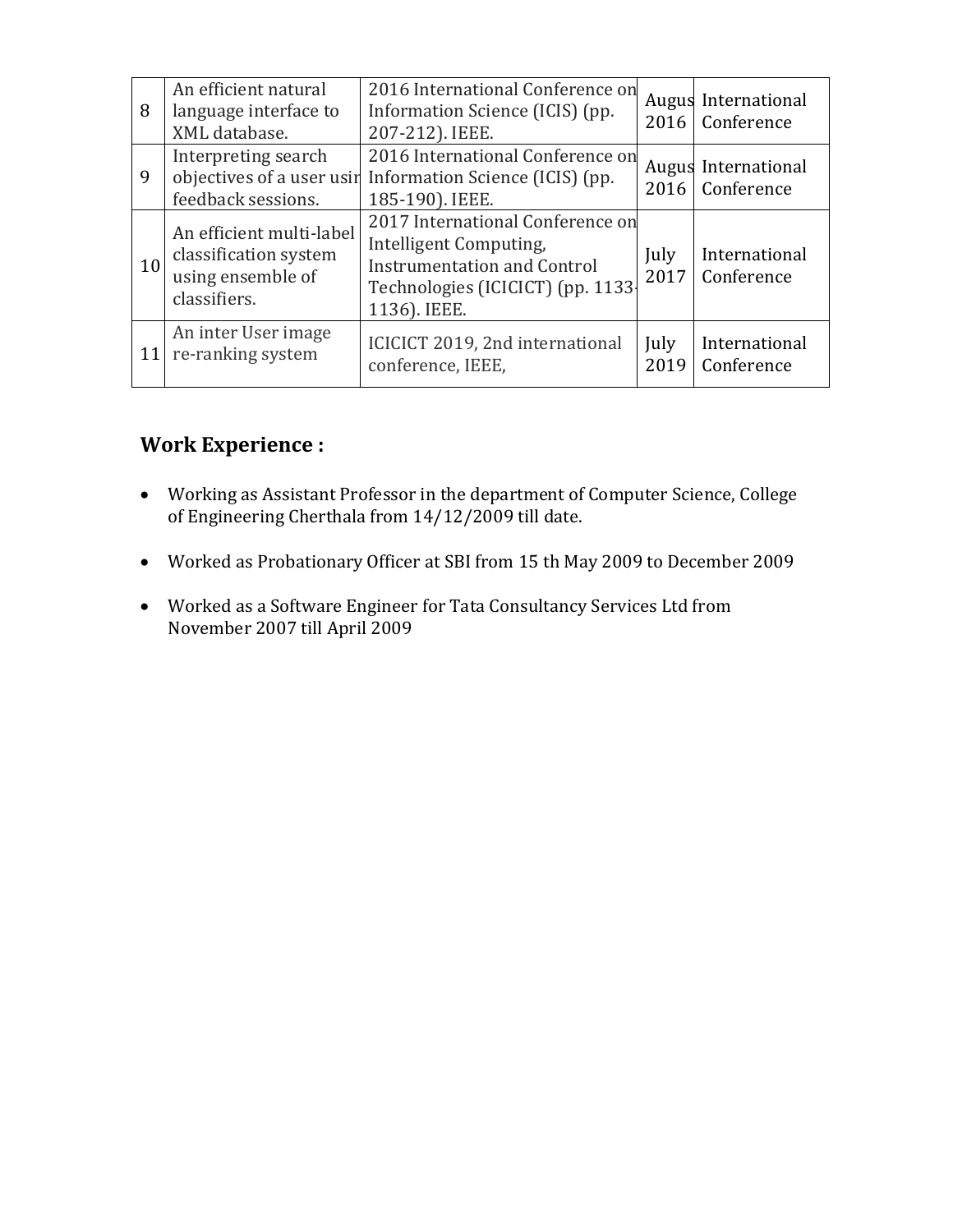| | | | | |
|---|---|---|---|---|
| 8 | An efficient natural language interface to XML database. | 2016 International Conference on Information Science (ICIS) (pp. 207-212). IEEE. | Augus 2016 | International Conference |
| 9 | Interpreting search objectives of a user usir feedback sessions. | 2016 International Conference on Information Science (ICIS) (pp. 185-190). IEEE. | Augus 2016 | International Conference |
| 10 | An efficient multi-label classification system using ensemble of classifiers. | 2017 International Conference on Intelligent Computing, Instrumentation and Control Technologies (ICICICT) (pp. 1133-1136). IEEE. | July 2017 | International Conference |
| 11 | An inter User image re-ranking system | ICICICT 2019, 2nd international conference, IEEE, | July 2019 | International Conference |

## Work Experience :

- Working as Assistant Professor in the department of Computer Science, College of Engineering Cherthala from 14/12/2009 till date.
- Worked as Probationary Officer at SBI from 15 th May 2009 to December 2009
- Worked as a Software Engineer for Tata Consultancy Services Ltd from November 2007 till April 2009